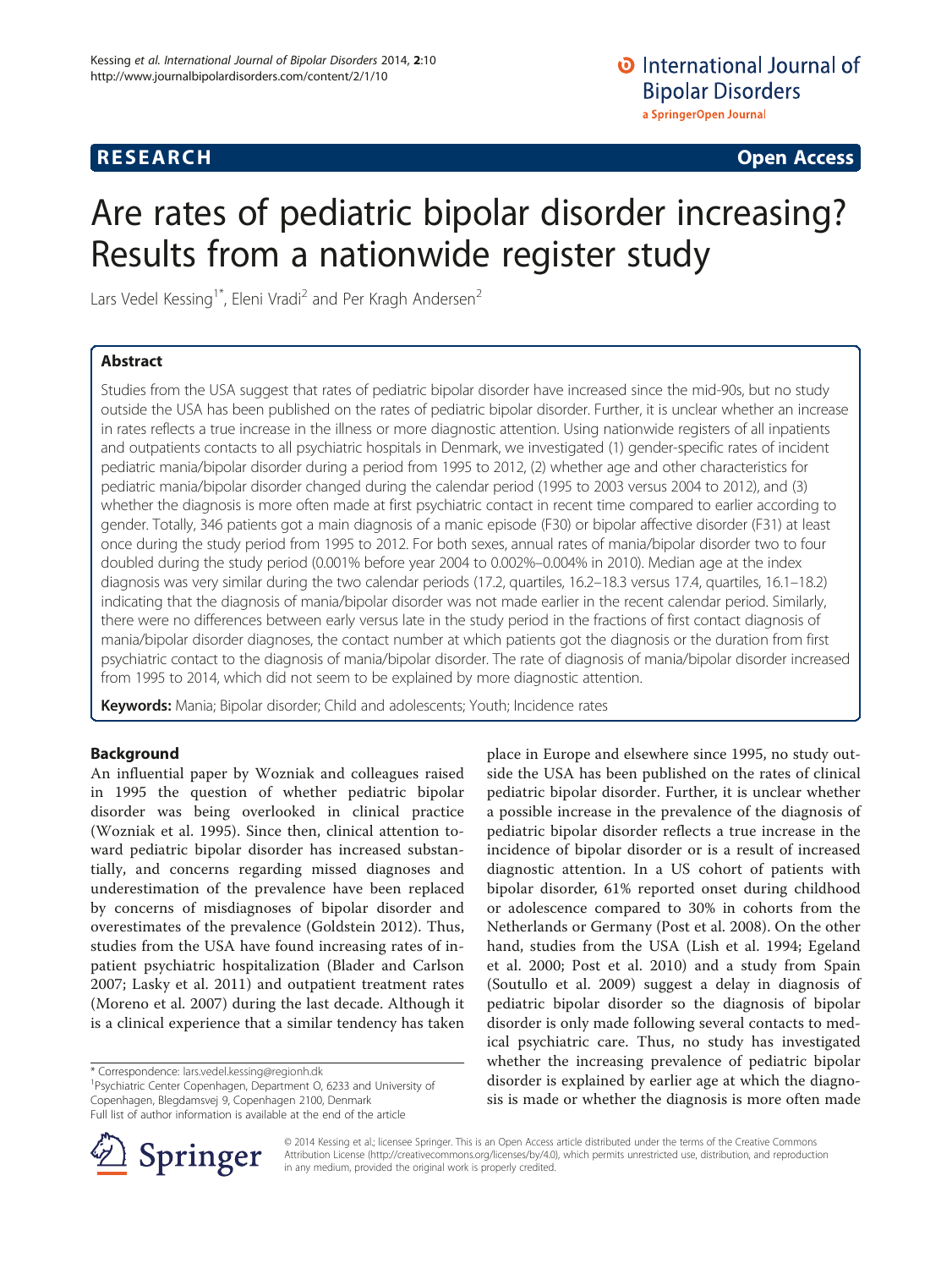**RESEARCH** **Open Access**

# Are rates of pediatric bipolar disorder increasing? Results from a nationwide register study

Lars Vedel Kessing[1*], Eleni Vradi[2] and Per Kragh Andersen[2]

## Abstract

Studies from the USA suggest that rates of pediatric bipolar disorder have increased since the mid-90s, but no study outside the USA has been published on the rates of pediatric bipolar disorder. Further, it is unclear whether an increase in rates reflects a true increase in the illness or more diagnostic attention. Using nationwide registers of all inpatients and outpatients contacts to all psychiatric hospitals in Denmark, we investigated (1) gender-specific rates of incident pediatric mania/bipolar disorder during a period from 1995 to 2012, (2) whether age and other characteristics for pediatric mania/bipolar disorder changed during the calendar period (1995 to 2003 versus 2004 to 2012), and (3) whether the diagnosis is more often made at first psychiatric contact in recent time compared to earlier according to gender. Totally, 346 patients got a main diagnosis of a manic episode (F30) or bipolar affective disorder (F31) at least once during the study period from 1995 to 2012. For both sexes, annual rates of mania/bipolar disorder two to four doubled during the study period (0.001% before year 2004 to 0.002%–0.004% in 2010). Median age at the index diagnosis was very similar during the two calendar periods (17.2, quartiles, 16.2–18.3 versus 17.4, quartiles, 16.1–18.2) indicating that the diagnosis of mania/bipolar disorder was not made earlier in the recent calendar period. Similarly, there were no differences between early versus late in the study period in the fractions of first contact diagnosis of mania/bipolar disorder diagnoses, the contact number at which patients got the diagnosis or the duration from first psychiatric contact to the diagnosis of mania/bipolar disorder. The rate of diagnosis of mania/bipolar disorder increased from 1995 to 2014, which did not seem to be explained by more diagnostic attention.

**Keywords:** Mania; Bipolar disorder; Child and adolescents; Youth; Incidence rates

## Background

An influential paper by Wozniak and colleagues raised in 1995 the question of whether pediatric bipolar disorder was being overlooked in clinical practice (Wozniak et al. 1995). Since then, clinical attention toward pediatric bipolar disorder has increased substantially, and concerns regarding missed diagnoses and underestimation of the prevalence have been replaced by concerns of misdiagnoses of bipolar disorder and overestimates of the prevalence (Goldstein 2012). Thus, studies from the USA have found increasing rates of inpatient psychiatric hospitalization (Blader and Carlson 2007; Lasky et al. 2011) and outpatient treatment rates (Moreno et al. 2007) during the last decade. Although it is a clinical experience that a similar tendency has taken place in Europe and elsewhere since 1995, no study outside the USA has been published on the rates of clinical pediatric bipolar disorder. Further, it is unclear whether a possible increase in the prevalence of the diagnosis of pediatric bipolar disorder reflects a true increase in the incidence of bipolar disorder or is a result of increased diagnostic attention. In a US cohort of patients with bipolar disorder, 61% reported onset during childhood or adolescence compared to 30% in cohorts from the Netherlands or Germany (Post et al. 2008). On the other hand, studies from the USA (Lish et al. 1994; Egeland et al. 2000; Post et al. 2010) and a study from Spain (Soutullo et al. 2009) suggest a delay in diagnosis of pediatric bipolar disorder so the diagnosis of bipolar disorder is only made following several contacts to medical psychiatric care. Thus, no study has investigated whether the increasing prevalence of pediatric bipolar disorder is explained by earlier age at which the diagnosis is made or whether the diagnosis is more often made

\* Correspondence: lars.vedel.kessing@regionh.dk
[1]Psychiatric Center Copenhagen, Department O, 6233 and University of Copenhagen, Blegdamsvej 9, Copenhagen 2100, Denmark
Full list of author information is available at the end of the article

© 2014 Kessing et al.; licensee Springer. This is an Open Access article distributed under the terms of the Creative Commons Attribution License (http://creativecommons.org/licenses/by/4.0), which permits unrestricted use, distribution, and reproduction in any medium, provided the original work is properly credited.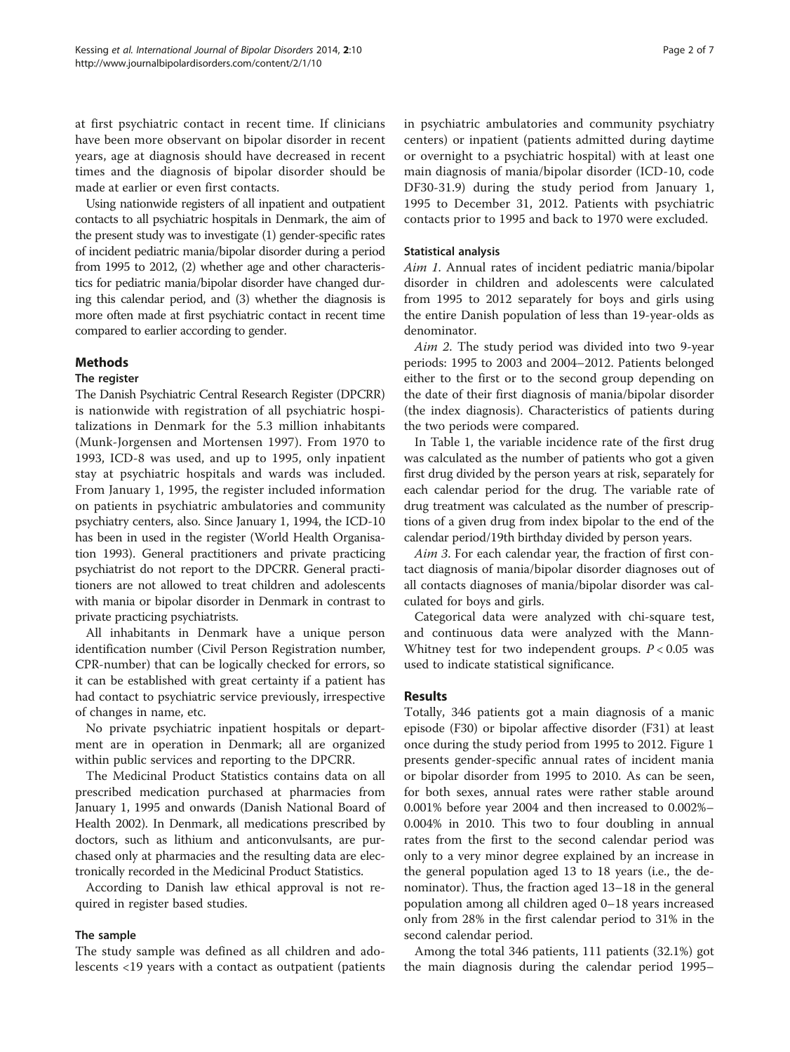at first psychiatric contact in recent time. If clinicians have been more observant on bipolar disorder in recent years, age at diagnosis should have decreased in recent times and the diagnosis of bipolar disorder should be made at earlier or even first contacts.

Using nationwide registers of all inpatient and outpatient contacts to all psychiatric hospitals in Denmark, the aim of the present study was to investigate (1) gender-specific rates of incident pediatric mania/bipolar disorder during a period from 1995 to 2012, (2) whether age and other characteristics for pediatric mania/bipolar disorder have changed during this calendar period, and (3) whether the diagnosis is more often made at first psychiatric contact in recent time compared to earlier according to gender.

## Methods

### The register

The Danish Psychiatric Central Research Register (DPCRR) is nationwide with registration of all psychiatric hospitalizations in Denmark for the 5.3 million inhabitants (Munk-Jorgensen and Mortensen 1997). From 1970 to 1993, ICD-8 was used, and up to 1995, only inpatient stay at psychiatric hospitals and wards was included. From January 1, 1995, the register included information on patients in psychiatric ambulatories and community psychiatry centers, also. Since January 1, 1994, the ICD-10 has been in used in the register (World Health Organisation 1993). General practitioners and private practicing psychiatrist do not report to the DPCRR. General practitioners are not allowed to treat children and adolescents with mania or bipolar disorder in Denmark in contrast to private practicing psychiatrists.

All inhabitants in Denmark have a unique person identification number (Civil Person Registration number, CPR-number) that can be logically checked for errors, so it can be established with great certainty if a patient has had contact to psychiatric service previously, irrespective of changes in name, etc.

No private psychiatric inpatient hospitals or department are in operation in Denmark; all are organized within public services and reporting to the DPCRR.

The Medicinal Product Statistics contains data on all prescribed medication purchased at pharmacies from January 1, 1995 and onwards (Danish National Board of Health 2002). In Denmark, all medications prescribed by doctors, such as lithium and anticonvulsants, are purchased only at pharmacies and the resulting data are electronically recorded in the Medicinal Product Statistics.

According to Danish law ethical approval is not required in register based studies.

### The sample

The study sample was defined as all children and adolescents <19 years with a contact as outpatient (patients in psychiatric ambulatories and community psychiatry centers) or inpatient (patients admitted during daytime or overnight to a psychiatric hospital) with at least one main diagnosis of mania/bipolar disorder (ICD-10, code DF30-31.9) during the study period from January 1, 1995 to December 31, 2012. Patients with psychiatric contacts prior to 1995 and back to 1970 were excluded.

### Statistical analysis

*Aim 1*. Annual rates of incident pediatric mania/bipolar disorder in children and adolescents were calculated from 1995 to 2012 separately for boys and girls using the entire Danish population of less than 19-year-olds as denominator.

*Aim 2*. The study period was divided into two 9-year periods: 1995 to 2003 and 2004–2012. Patients belonged either to the first or to the second group depending on the date of their first diagnosis of mania/bipolar disorder (the index diagnosis). Characteristics of patients during the two periods were compared.

In Table 1, the variable incidence rate of the first drug was calculated as the number of patients who got a given first drug divided by the person years at risk, separately for each calendar period for the drug. The variable rate of drug treatment was calculated as the number of prescriptions of a given drug from index bipolar to the end of the calendar period/19th birthday divided by person years.

*Aim 3*. For each calendar year, the fraction of first contact diagnosis of mania/bipolar disorder diagnoses out of all contacts diagnoses of mania/bipolar disorder was calculated for boys and girls.

Categorical data were analyzed with chi-square test, and continuous data were analyzed with the Mann-Whitney test for two independent groups. $P < 0.05$ was used to indicate statistical significance.

## Results

Totally, 346 patients got a main diagnosis of a manic episode (F30) or bipolar affective disorder (F31) at least once during the study period from 1995 to 2012. Figure 1 presents gender-specific annual rates of incident mania or bipolar disorder from 1995 to 2010. As can be seen, for both sexes, annual rates were rather stable around 0.001% before year 2004 and then increased to 0.002%–0.004% in 2010. This two to four doubling in annual rates from the first to the second calendar period was only to a very minor degree explained by an increase in the general population aged 13 to 18 years (i.e., the denominator). Thus, the fraction aged 13–18 in the general population among all children aged 0–18 years increased only from 28% in the first calendar period to 31% in the second calendar period.

Among the total 346 patients, 111 patients (32.1%) got the main diagnosis during the calendar period 1995–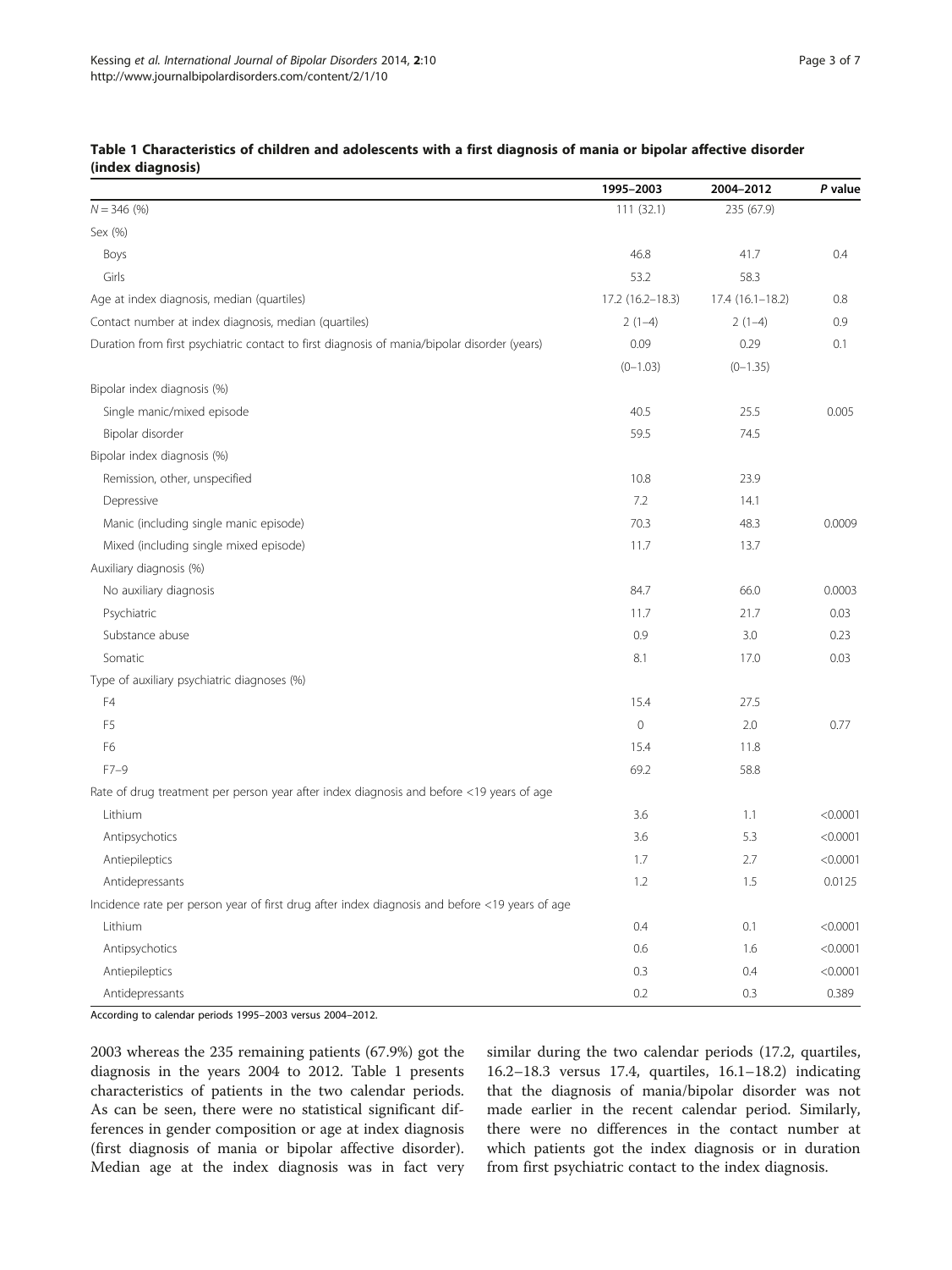**Table 1 Characteristics of children and adolescents with a first diagnosis of mania or bipolar affective disorder (index diagnosis)**

| | 1995–2003 | 2004–2012 | *P* value |
|---|---|---|---|
| *N* = 346 (%) | 111 (32.1) | 235 (67.9) | |
| Sex (%) | | | |
| Boys | 46.8 | 41.7 | 0.4 |
| Girls | 53.2 | 58.3 | |
| Age at index diagnosis, median (quartiles) | 17.2 (16.2–18.3) | 17.4 (16.1–18.2) | 0.8 |
| Contact number at index diagnosis, median (quartiles) | 2 (1–4) | 2 (1–4) | 0.9 |
| Duration from first psychiatric contact to first diagnosis of mania/bipolar disorder (years) | 0.09 (0–1.03) | 0.29 (0–1.35) | 0.1 |
| Bipolar index diagnosis (%) | | | |
| Single manic/mixed episode | 40.5 | 25.5 | 0.005 |
| Bipolar disorder | 59.5 | 74.5 | |
| Bipolar index diagnosis (%) | | | |
| Remission, other, unspecified | 10.8 | 23.9 | |
| Depressive | 7.2 | 14.1 | |
| Manic (including single manic episode) | 70.3 | 48.3 | 0.0009 |
| Mixed (including single mixed episode) | 11.7 | 13.7 | |
| Auxiliary diagnosis (%) | | | |
| No auxiliary diagnosis | 84.7 | 66.0 | 0.0003 |
| Psychiatric | 11.7 | 21.7 | 0.03 |
| Substance abuse | 0.9 | 3.0 | 0.23 |
| Somatic | 8.1 | 17.0 | 0.03 |
| Type of auxiliary psychiatric diagnoses (%) | | | |
| F4 | 15.4 | 27.5 | |
| F5 | 0 | 2.0 | 0.77 |
| F6 | 15.4 | 11.8 | |
| F7–9 | 69.2 | 58.8 | |
| Rate of drug treatment per person year after index diagnosis and before <19 years of age | | | |
| Lithium | 3.6 | 1.1 | <0.0001 |
| Antipsychotics | 3.6 | 5.3 | <0.0001 |
| Antiepileptics | 1.7 | 2.7 | <0.0001 |
| Antidepressants | 1.2 | 1.5 | 0.0125 |
| Incidence rate per person year of first drug after index diagnosis and before <19 years of age | | | |
| Lithium | 0.4 | 0.1 | <0.0001 |
| Antipsychotics | 0.6 | 1.6 | <0.0001 |
| Antiepileptics | 0.3 | 0.4 | <0.0001 |
| Antidepressants | 0.2 | 0.3 | 0.389 |

According to calendar periods 1995–2003 versus 2004–2012.

2003 whereas the 235 remaining patients (67.9%) got the diagnosis in the years 2004 to 2012. Table 1 presents characteristics of patients in the two calendar periods. As can be seen, there were no statistical significant differences in gender composition or age at index diagnosis (first diagnosis of mania or bipolar affective disorder). Median age at the index diagnosis was in fact very similar during the two calendar periods (17.2, quartiles, 16.2–18.3 versus 17.4, quartiles, 16.1–18.2) indicating that the diagnosis of mania/bipolar disorder was not made earlier in the recent calendar period. Similarly, there were no differences in the contact number at which patients got the index diagnosis or in duration from first psychiatric contact to the index diagnosis.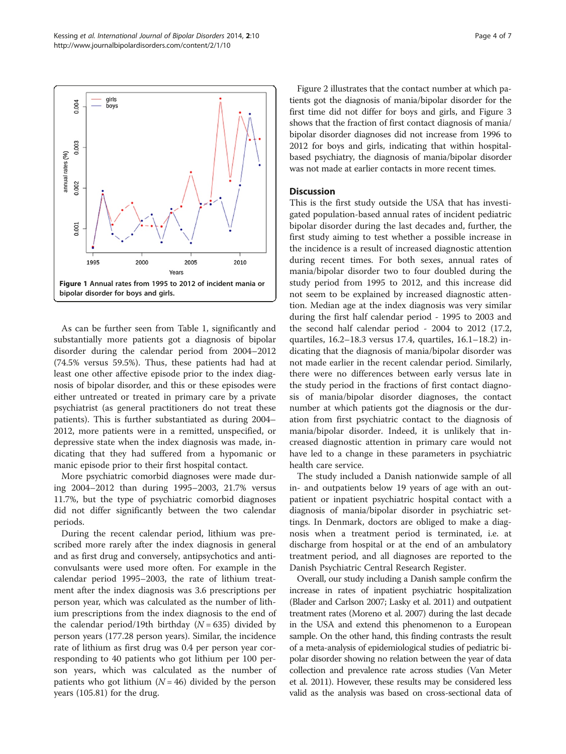Figure 1 Annual rates from 1995 to 2012 of incident mania or bipolar disorder for boys and girls.

As can be further seen from Table 1, significantly and substantially more patients got a diagnosis of bipolar disorder during the calendar period from 2004–2012 (74.5% versus 59.5%). Thus, these patients had had at least one other affective episode prior to the index diagnosis of bipolar disorder, and this or these episodes were either untreated or treated in primary care by a private psychiatrist (as general practitioners do not treat these patients). This is further substantiated as during 2004–2012, more patients were in a remitted, unspecified, or depressive state when the index diagnosis was made, indicating that they had suffered from a hypomanic or manic episode prior to their first hospital contact.

More psychiatric comorbid diagnoses were made during 2004–2012 than during 1995–2003, 21.7% versus 11.7%, but the type of psychiatric comorbid diagnoses did not differ significantly between the two calendar periods.

During the recent calendar period, lithium was prescribed more rarely after the index diagnosis in general and as first drug and conversely, antipsychotics and anticonvulsants were used more often. For example in the calendar period 1995–2003, the rate of lithium treatment after the index diagnosis was 3.6 prescriptions per person year, which was calculated as the number of lithium prescriptions from the index diagnosis to the end of the calendar period/19th birthday ($N = 635$) divided by person years (177.28 person years). Similar, the incidence rate of lithium as first drug was 0.4 per person year corresponding to 40 patients who got lithium per 100 person years, which was calculated as the number of patients who got lithium ($N = 46$) divided by the person years (105.81) for the drug.

Figure 2 illustrates that the contact number at which patients got the diagnosis of mania/bipolar disorder for the first time did not differ for boys and girls, and Figure 3 shows that the fraction of first contact diagnosis of mania/bipolar disorder diagnoses did not increase from 1996 to 2012 for boys and girls, indicating that within hospital-based psychiatry, the diagnosis of mania/bipolar disorder was not made at earlier contacts in more recent times.

## Discussion

This is the first study outside the USA that has investigated population-based annual rates of incident pediatric bipolar disorder during the last decades and, further, the first study aiming to test whether a possible increase in the incidence is a result of increased diagnostic attention during recent times. For both sexes, annual rates of mania/bipolar disorder two to four doubled during the study period from 1995 to 2012, and this increase did not seem to be explained by increased diagnostic attention. Median age at the index diagnosis was very similar during the first half calendar period - 1995 to 2003 and the second half calendar period - 2004 to 2012 (17.2, quartiles, 16.2–18.3 versus 17.4, quartiles, 16.1–18.2) indicating that the diagnosis of mania/bipolar disorder was not made earlier in the recent calendar period. Similarly, there were no differences between early versus late in the study period in the fractions of first contact diagnosis of mania/bipolar disorder diagnoses, the contact number at which patients got the diagnosis or the duration from first psychiatric contact to the diagnosis of mania/bipolar disorder. Indeed, it is unlikely that increased diagnostic attention in primary care would not have led to a change in these parameters in psychiatric health care service.

The study included a Danish nationwide sample of all in- and outpatients below 19 years of age with an outpatient or inpatient psychiatric hospital contact with a diagnosis of mania/bipolar disorder in psychiatric settings. In Denmark, doctors are obliged to make a diagnosis when a treatment period is terminated, i.e. at discharge from hospital or at the end of an ambulatory treatment period, and all diagnoses are reported to the Danish Psychiatric Central Research Register.

Overall, our study including a Danish sample confirm the increase in rates of inpatient psychiatric hospitalization (Blader and Carlson 2007; Lasky et al. 2011) and outpatient treatment rates (Moreno et al. 2007) during the last decade in the USA and extend this phenomenon to a European sample. On the other hand, this finding contrasts the result of a meta-analysis of epidemiological studies of pediatric bipolar disorder showing no relation between the year of data collection and prevalence rate across studies (Van Meter et al. 2011). However, these results may be considered less valid as the analysis was based on cross-sectional data of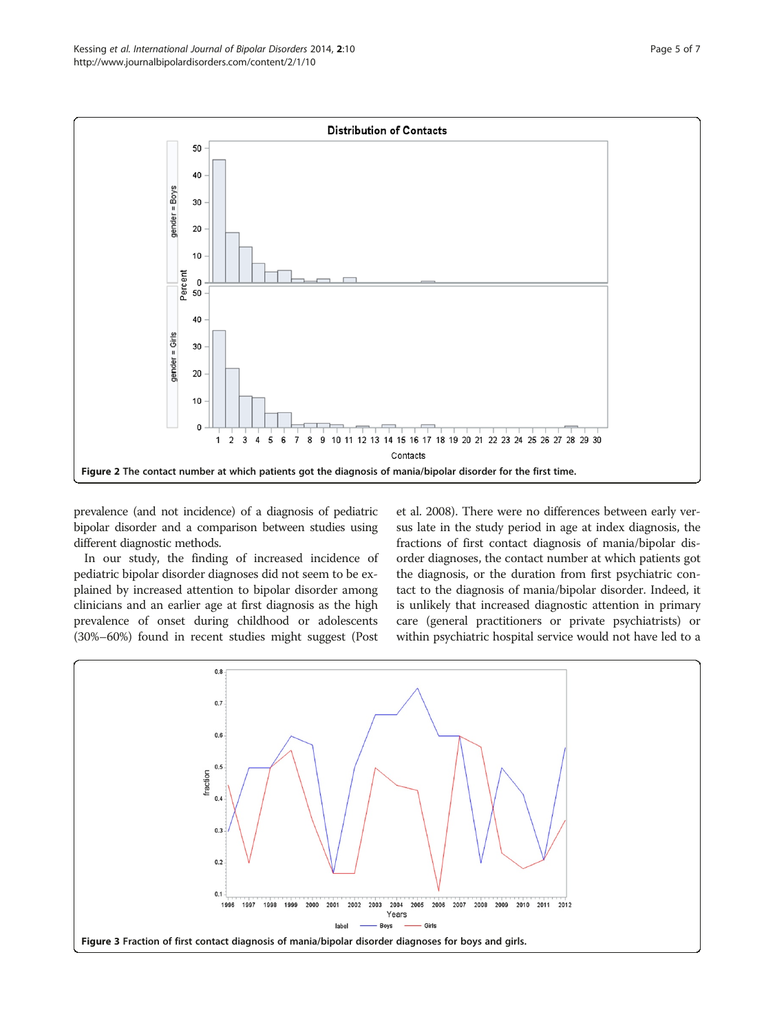**Figure 2 The contact number at which patients got the diagnosis of mania/bipolar disorder for the first time.**

prevalence (and not incidence) of a diagnosis of pediatric bipolar disorder and a comparison between studies using different diagnostic methods.

In our study, the finding of increased incidence of pediatric bipolar disorder diagnoses did not seem to be explained by increased attention to bipolar disorder among clinicians and an earlier age at first diagnosis as the high prevalence of onset during childhood or adolescents (30%–60%) found in recent studies might suggest (Post et al. 2008). There were no differences between early versus late in the study period in age at index diagnosis, the fractions of first contact diagnosis of mania/bipolar disorder diagnoses, the contact number at which patients got the diagnosis, or the duration from first psychiatric contact to the diagnosis of mania/bipolar disorder. Indeed, it is unlikely that increased diagnostic attention in primary care (general practitioners or private psychiatrists) or within psychiatric hospital service would not have led to a

**Figure 3 Fraction of first contact diagnosis of mania/bipolar disorder diagnoses for boys and girls.**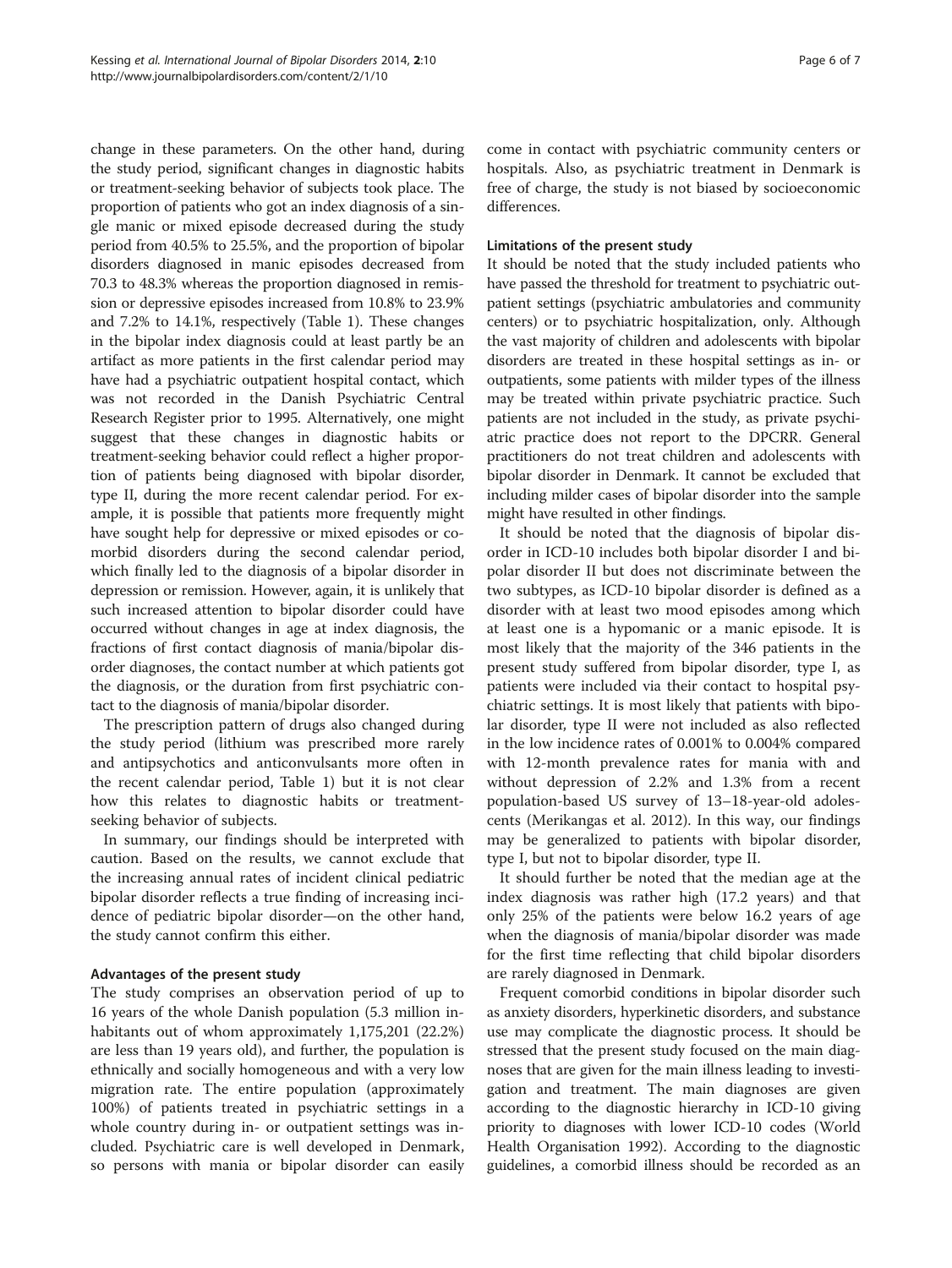change in these parameters. On the other hand, during the study period, significant changes in diagnostic habits or treatment-seeking behavior of subjects took place. The proportion of patients who got an index diagnosis of a single manic or mixed episode decreased during the study period from 40.5% to 25.5%, and the proportion of bipolar disorders diagnosed in manic episodes decreased from 70.3 to 48.3% whereas the proportion diagnosed in remission or depressive episodes increased from 10.8% to 23.9% and 7.2% to 14.1%, respectively (Table 1). These changes in the bipolar index diagnosis could at least partly be an artifact as more patients in the first calendar period may have had a psychiatric outpatient hospital contact, which was not recorded in the Danish Psychiatric Central Research Register prior to 1995. Alternatively, one might suggest that these changes in diagnostic habits or treatment-seeking behavior could reflect a higher proportion of patients being diagnosed with bipolar disorder, type II, during the more recent calendar period. For example, it is possible that patients more frequently might have sought help for depressive or mixed episodes or comorbid disorders during the second calendar period, which finally led to the diagnosis of a bipolar disorder in depression or remission. However, again, it is unlikely that such increased attention to bipolar disorder could have occurred without changes in age at index diagnosis, the fractions of first contact diagnosis of mania/bipolar disorder diagnoses, the contact number at which patients got the diagnosis, or the duration from first psychiatric contact to the diagnosis of mania/bipolar disorder.

The prescription pattern of drugs also changed during the study period (lithium was prescribed more rarely and antipsychotics and anticonvulsants more often in the recent calendar period, Table 1) but it is not clear how this relates to diagnostic habits or treatment-seeking behavior of subjects.

In summary, our findings should be interpreted with caution. Based on the results, we cannot exclude that the increasing annual rates of incident clinical pediatric bipolar disorder reflects a true finding of increasing incidence of pediatric bipolar disorder—on the other hand, the study cannot confirm this either.

### Advantages of the present study

The study comprises an observation period of up to 16 years of the whole Danish population (5.3 million inhabitants out of whom approximately 1,175,201 (22.2%) are less than 19 years old), and further, the population is ethnically and socially homogeneous and with a very low migration rate. The entire population (approximately 100%) of patients treated in psychiatric settings in a whole country during in- or outpatient settings was included. Psychiatric care is well developed in Denmark, so persons with mania or bipolar disorder can easily come in contact with psychiatric community centers or hospitals. Also, as psychiatric treatment in Denmark is free of charge, the study is not biased by socioeconomic differences.

### Limitations of the present study

It should be noted that the study included patients who have passed the threshold for treatment to psychiatric outpatient settings (psychiatric ambulatories and community centers) or to psychiatric hospitalization, only. Although the vast majority of children and adolescents with bipolar disorders are treated in these hospital settings as in- or outpatients, some patients with milder types of the illness may be treated within private psychiatric practice. Such patients are not included in the study, as private psychiatric practice does not report to the DPCRR. General practitioners do not treat children and adolescents with bipolar disorder in Denmark. It cannot be excluded that including milder cases of bipolar disorder into the sample might have resulted in other findings.

It should be noted that the diagnosis of bipolar disorder in ICD-10 includes both bipolar disorder I and bipolar disorder II but does not discriminate between the two subtypes, as ICD-10 bipolar disorder is defined as a disorder with at least two mood episodes among which at least one is a hypomanic or a manic episode. It is most likely that the majority of the 346 patients in the present study suffered from bipolar disorder, type I, as patients were included via their contact to hospital psychiatric settings. It is most likely that patients with bipolar disorder, type II were not included as also reflected in the low incidence rates of 0.001% to 0.004% compared with 12-month prevalence rates for mania with and without depression of 2.2% and 1.3% from a recent population-based US survey of 13–18-year-old adolescents (Merikangas et al. 2012). In this way, our findings may be generalized to patients with bipolar disorder, type I, but not to bipolar disorder, type II.

It should further be noted that the median age at the index diagnosis was rather high (17.2 years) and that only 25% of the patients were below 16.2 years of age when the diagnosis of mania/bipolar disorder was made for the first time reflecting that child bipolar disorders are rarely diagnosed in Denmark.

Frequent comorbid conditions in bipolar disorder such as anxiety disorders, hyperkinetic disorders, and substance use may complicate the diagnostic process. It should be stressed that the present study focused on the main diagnoses that are given for the main illness leading to investigation and treatment. The main diagnoses are given according to the diagnostic hierarchy in ICD-10 giving priority to diagnoses with lower ICD-10 codes (World Health Organisation 1992). According to the diagnostic guidelines, a comorbid illness should be recorded as an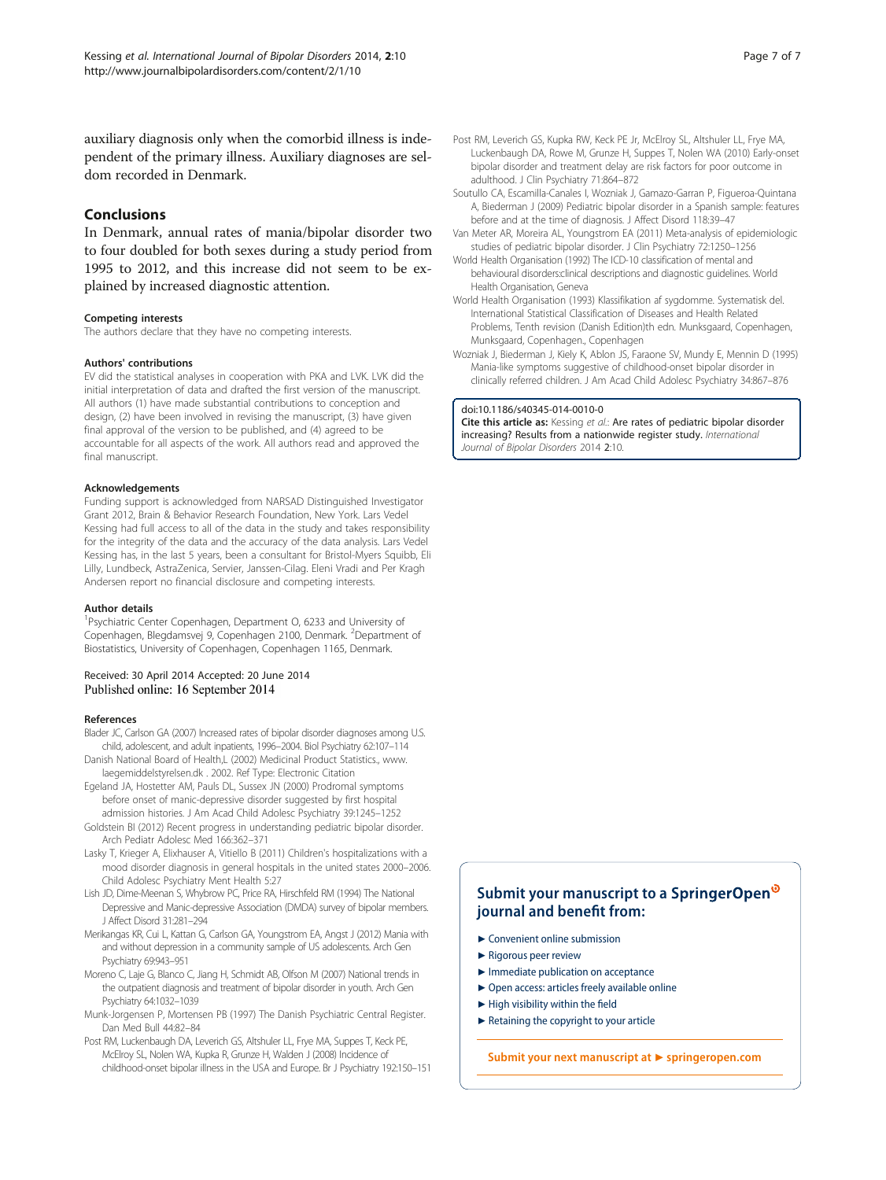auxiliary diagnosis only when the comorbid illness is independent of the primary illness. Auxiliary diagnoses are seldom recorded in Denmark.

## Conclusions

In Denmark, annual rates of mania/bipolar disorder two to four doubled for both sexes during a study period from 1995 to 2012, and this increase did not seem to be explained by increased diagnostic attention.

#### Competing interests

The authors declare that they have no competing interests.

#### Authors' contributions

EV did the statistical analyses in cooperation with PKA and LVK. LVK did the initial interpretation of data and drafted the first version of the manuscript. All authors (1) have made substantial contributions to conception and design, (2) have been involved in revising the manuscript, (3) have given final approval of the version to be published, and (4) agreed to be accountable for all aspects of the work. All authors read and approved the final manuscript.

#### Acknowledgements

Funding support is acknowledged from NARSAD Distinguished Investigator Grant 2012, Brain & Behavior Research Foundation, New York. Lars Vedel Kessing had full access to all of the data in the study and takes responsibility for the integrity of the data and the accuracy of the data analysis. Lars Vedel Kessing has, in the last 5 years, been a consultant for Bristol-Myers Squibb, Eli Lilly, Lundbeck, AstraZenica, Servier, Janssen-Cilag. Eleni Vradi and Per Kragh Andersen report no financial disclosure and competing interests.

#### Author details

[1]Psychiatric Center Copenhagen, Department O, 6233 and University of Copenhagen, Blegdamsvej 9, Copenhagen 2100, Denmark. [2]Department of Biostatistics, University of Copenhagen, Copenhagen 1165, Denmark.

Received: 30 April 2014 Accepted: 20 June 2014
Published online: 16 September 2014

#### References

Blader JC, Carlson GA (2007) Increased rates of bipolar disorder diagnoses among U.S. child, adolescent, and adult inpatients, 1996–2004. Biol Psychiatry 62:107–114

Danish National Board of Health,L (2002) Medicinal Product Statistics., www.laegemiddelstyrelsen.dk . 2002. Ref Type: Electronic Citation

Egeland JA, Hostetter AM, Pauls DL, Sussex JN (2000) Prodromal symptoms before onset of manic-depressive disorder suggested by first hospital admission histories. J Am Acad Child Adolesc Psychiatry 39:1245–1252

Goldstein BI (2012) Recent progress in understanding pediatric bipolar disorder. Arch Pediatr Adolesc Med 166:362–371

Lasky T, Krieger A, Elixhauser A, Vitiello B (2011) Children's hospitalizations with a mood disorder diagnosis in general hospitals in the united states 2000–2006. Child Adolesc Psychiatry Ment Health 5:27

Lish JD, Dime-Meenan S, Whybrow PC, Price RA, Hirschfeld RM (1994) The National Depressive and Manic-depressive Association (DMDA) survey of bipolar members. J Affect Disord 31:281–294

Merikangas KR, Cui L, Kattan G, Carlson GA, Youngstrom EA, Angst J (2012) Mania with and without depression in a community sample of US adolescents. Arch Gen Psychiatry 69:943–951

Moreno C, Laje G, Blanco C, Jiang H, Schmidt AB, Olfson M (2007) National trends in the outpatient diagnosis and treatment of bipolar disorder in youth. Arch Gen Psychiatry 64:1032–1039

Munk-Jorgensen P, Mortensen PB (1997) The Danish Psychiatric Central Register. Dan Med Bull 44:82–84

Post RM, Luckenbaugh DA, Leverich GS, Altshuler LL, Frye MA, Suppes T, Keck PE, McElroy SL, Nolen WA, Kupka R, Grunze H, Walden J (2008) Incidence of childhood-onset bipolar illness in the USA and Europe. Br J Psychiatry 192:150–151

Post RM, Leverich GS, Kupka RW, Keck PE Jr, McElroy SL, Altshuler LL, Frye MA, Luckenbaugh DA, Rowe M, Grunze H, Suppes T, Nolen WA (2010) Early-onset bipolar disorder and treatment delay are risk factors for poor outcome in adulthood. J Clin Psychiatry 71:864–872

Soutullo CA, Escamilla-Canales I, Wozniak J, Gamazo-Garran P, Figueroa-Quintana A, Biederman J (2009) Pediatric bipolar disorder in a Spanish sample: features before and at the time of diagnosis. J Affect Disord 118:39–47

Van Meter AR, Moreira AL, Youngstrom EA (2011) Meta-analysis of epidemiologic studies of pediatric bipolar disorder. J Clin Psychiatry 72:1250–1256

World Health Organisation (1992) The ICD-10 classification of mental and behavioural disorders:clinical descriptions and diagnostic guidelines. World Health Organisation, Geneva

World Health Organisation (1993) Klassifikation af sygdomme. Systematisk del. International Statistical Classification of Diseases and Health Related Problems, Tenth revision (Danish Edition)th edn. Munksgaard, Copenhagen, Munksgaard, Copenhagen., Copenhagen

Wozniak J, Biederman J, Kiely K, Ablon JS, Faraone SV, Mundy E, Mennin D (1995) Mania-like symptoms suggestive of childhood-onset bipolar disorder in clinically referred children. J Am Acad Child Adolesc Psychiatry 34:867–876

doi:10.1186/s40345-014-0010-0
**Cite this article as:** Kessing *et al.*: Are rates of pediatric bipolar disorder increasing? Results from a nationwide register study. *International Journal of Bipolar Disorders* 2014 **2**:10.

**Submit your manuscript to a SpringerOpen journal and benefit from:**

- ► Convenient online submission
- ► Rigorous peer review
- ► Immediate publication on acceptance
- ► Open access: articles freely available online
- ► High visibility within the field
- ► Retaining the copyright to your article

**Submit your next manuscript at ► springeropen.com**